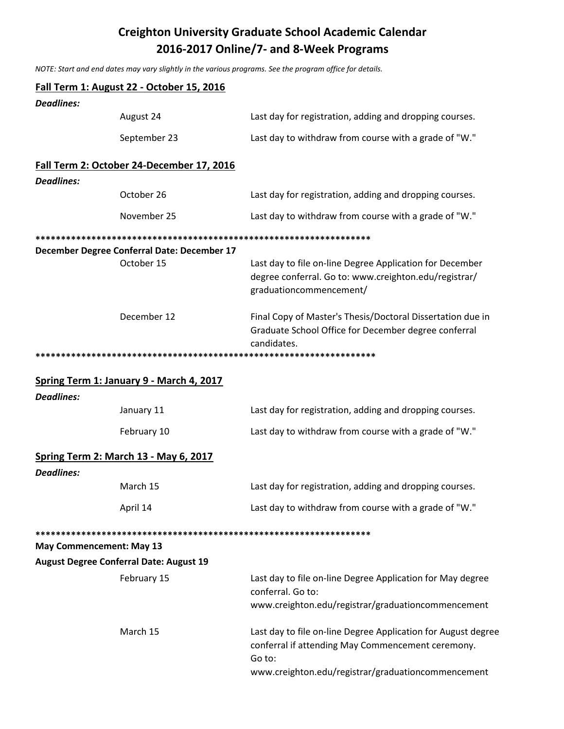# Creighton University Graduate School Academic Calendar
# 2016-2017 Online/7- and 8-Week Programs

*NOTE: Start and end dates may vary slightly in the various programs. See the program office for details.*

## Fall Term 1: August 22 - October 15, 2016

***Deadlines:***

| | |
|---|---|
| August 24 | Last day for registration, adding and dropping courses. |
| September 23 | Last day to withdraw from course with a grade of "W." |

## Fall Term 2: October 24-December 17, 2016

***Deadlines:***

| | |
|---|---|
| October 26 | Last day for registration, adding and dropping courses. |
| November 25 | Last day to withdraw from course with a grade of "W." |

*******************************************************************

**December Degree Conferral Date: December 17**

| | |
|---|---|
| October 15 | Last day to file on-line Degree Application for December degree conferral. Go to: www.creighton.edu/registrar/graduationcommencement/ |
| December 12 | Final Copy of Master's Thesis/Doctoral Dissertation due in Graduate School Office for December degree conferral candidates. |

*******************************************************************

## Spring Term 1: January 9 - March 4, 2017

***Deadlines:***

| | |
|---|---|
| January 11 | Last day for registration, adding and dropping courses. |
| February 10 | Last day to withdraw from course with a grade of "W." |

## Spring Term 2: March 13 - May 6, 2017

***Deadlines:***

| | |
|---|---|
| March 15 | Last day for registration, adding and dropping courses. |
| April 14 | Last day to withdraw from course with a grade of "W." |

*******************************************************************

**May Commencement: May 13**

**August Degree Conferral Date: August 19**

| | |
|---|---|
| February 15 | Last day to file on-line Degree Application for May degree conferral. Go to: www.creighton.edu/registrar/graduationcommencement |
| March 15 | Last day to file on-line Degree Application for August degree conferral if attending May Commencement ceremony. Go to: www.creighton.edu/registrar/graduationcommencement |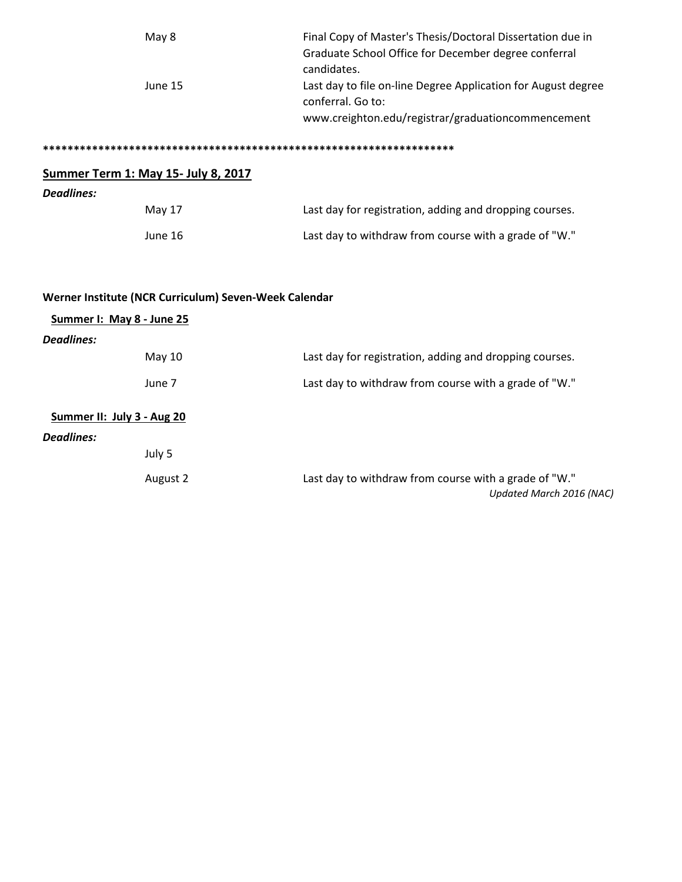| | |
|---|---|
| May 8 | Final Copy of Master's Thesis/Doctoral Dissertation due in Graduate School Office for December degree conferral candidates. |
| June 15 | Last day to file on-line Degree Application for August degree conferral. Go to: www.creighton.edu/registrar/graduationcommencement |

**********************************************************************

**<u>Summer Term 1: May 15- July 8, 2017</u>**

***Deadlines:***

| | |
|---|---|
| May 17 | Last day for registration, adding and dropping courses. |
| June 16 | Last day to withdraw from course with a grade of "W." |

**Werner Institute (NCR Curriculum) Seven-Week Calendar**

**<u>Summer I: May 8 - June 25</u>**

***Deadlines:***

| | |
|---|---|
| May 10 | Last day for registration, adding and dropping courses. |
| June 7 | Last day to withdraw from course with a grade of "W." |

**<u>Summer II: July 3 - Aug 20</u>**

***Deadlines:***

| | |
|---|---|
| July 5 | |
| August 2 | Last day to withdraw from course with a grade of "W." |

*Updated March 2016 (NAC)*